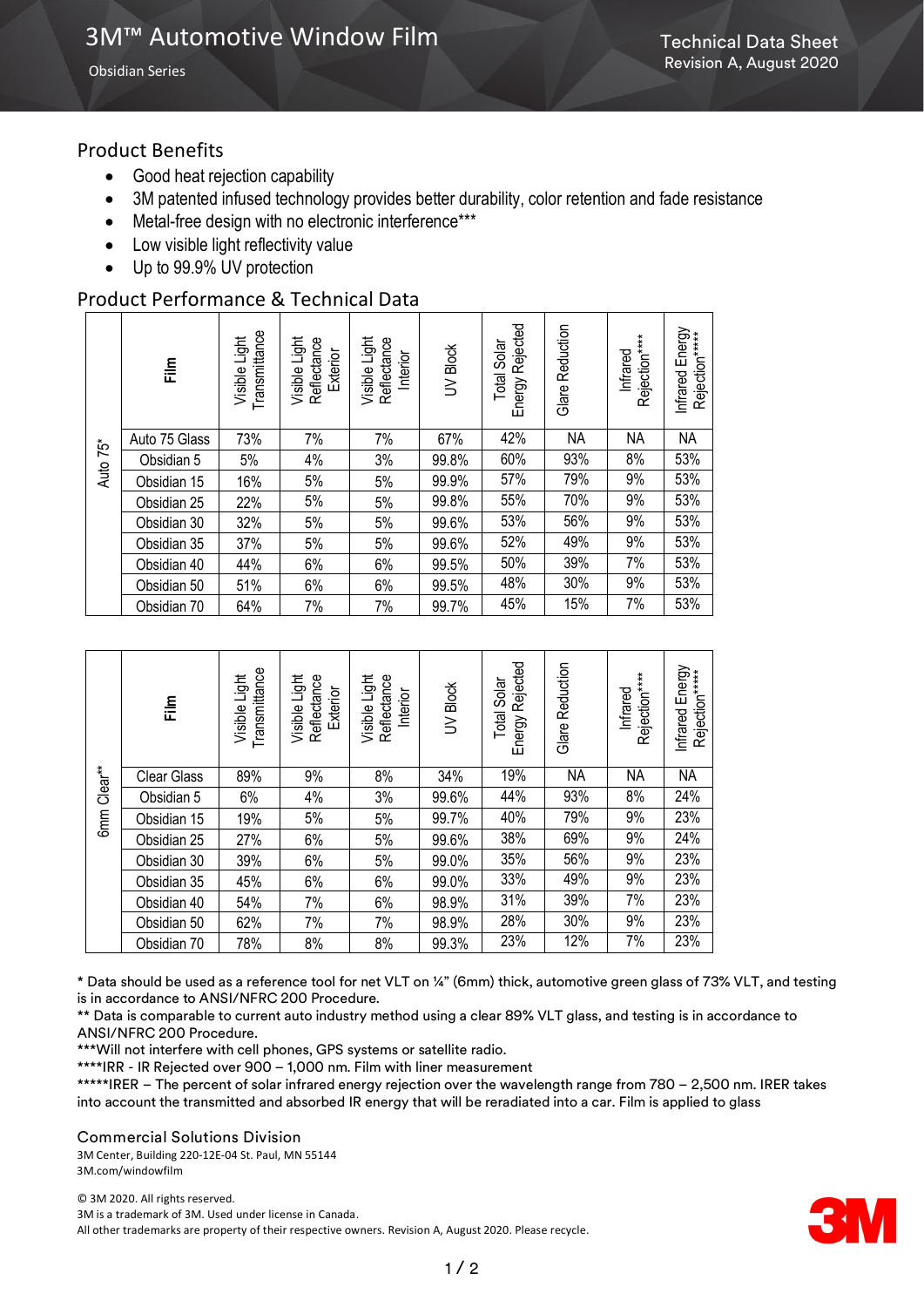# 3M™ Automotive Window Film

Obsidian Series

Technical Data Sheet
Revision A, August 2020

## Product Benefits

- Good heat rejection capability
- 3M patented infused technology provides better durability, color retention and fade resistance
- Metal-free design with no electronic interference***
- Low visible light reflectivity value
- Up to 99.9% UV protection

## Product Performance & Technical Data

| | Film | Visible Light Transmittance | Visible Light Reflectance Exterior | Visible Light Reflectance Interior | UV Block | Total Solar Energy Rejected | Glare Reduction | Infrared Rejection**** | Infrared Energy Rejection***** |
|---|---|---|---|---|---|---|---|---|---|
| Auto 75* | Auto 75 Glass | 73% | 7% | 7% | 67% | 42% | NA | NA | NA |
| | Obsidian 5 | 5% | 4% | 3% | 99.8% | 60% | 93% | 8% | 53% |
| | Obsidian 15 | 16% | 5% | 5% | 99.9% | 57% | 79% | 9% | 53% |
| | Obsidian 25 | 22% | 5% | 5% | 99.8% | 55% | 70% | 9% | 53% |
| | Obsidian 30 | 32% | 5% | 5% | 99.6% | 53% | 56% | 9% | 53% |
| | Obsidian 35 | 37% | 5% | 5% | 99.6% | 52% | 49% | 9% | 53% |
| | Obsidian 40 | 44% | 6% | 6% | 99.5% | 50% | 39% | 7% | 53% |
| | Obsidian 50 | 51% | 6% | 6% | 99.5% | 48% | 30% | 9% | 53% |
| | Obsidian 70 | 64% | 7% | 7% | 99.7% | 45% | 15% | 7% | 53% |

| | Film | Visible Light Transmittance | Visible Light Reflectance Exterior | Visible Light Reflectance Interior | UV Block | Total Solar Energy Rejected | Glare Reduction | Infrared Rejection**** | Infrared Energy Rejection***** |
|---|---|---|---|---|---|---|---|---|---|
| 6mm Clear** | Clear Glass | 89% | 9% | 8% | 34% | 19% | NA | NA | NA |
| | Obsidian 5 | 6% | 4% | 3% | 99.6% | 44% | 93% | 8% | 24% |
| | Obsidian 15 | 19% | 5% | 5% | 99.7% | 40% | 79% | 9% | 23% |
| | Obsidian 25 | 27% | 6% | 5% | 99.6% | 38% | 69% | 9% | 24% |
| | Obsidian 30 | 39% | 6% | 5% | 99.0% | 35% | 56% | 9% | 23% |
| | Obsidian 35 | 45% | 6% | 6% | 99.0% | 33% | 49% | 9% | 23% |
| | Obsidian 40 | 54% | 7% | 6% | 98.9% | 31% | 39% | 7% | 23% |
| | Obsidian 50 | 62% | 7% | 7% | 98.9% | 28% | 30% | 9% | 23% |
| | Obsidian 70 | 78% | 8% | 8% | 99.3% | 23% | 12% | 7% | 23% |

* Data should be used as a reference tool for net VLT on ¼" (6mm) thick, automotive green glass of 73% VLT, and testing is in accordance to ANSI/NFRC 200 Procedure.

** Data is comparable to current auto industry method using a clear 89% VLT glass, and testing is in accordance to ANSI/NFRC 200 Procedure.

***Will not interfere with cell phones, GPS systems or satellite radio.

****IRR - IR Rejected over 900 – 1,000 nm. Film with liner measurement

*****IRER – The percent of solar infrared energy rejection over the wavelength range from 780 – 2,500 nm. IRER takes into account the transmitted and absorbed IR energy that will be reradiated into a car. Film is applied to glass

### Commercial Solutions Division

3M Center, Building 220-12E-04 St. Paul, MN 55144
3M.com/windowfilm

© 3M 2020. All rights reserved.
3M is a trademark of 3M. Used under license in Canada.
All other trademarks are property of their respective owners. Revision A, August 2020. Please recycle.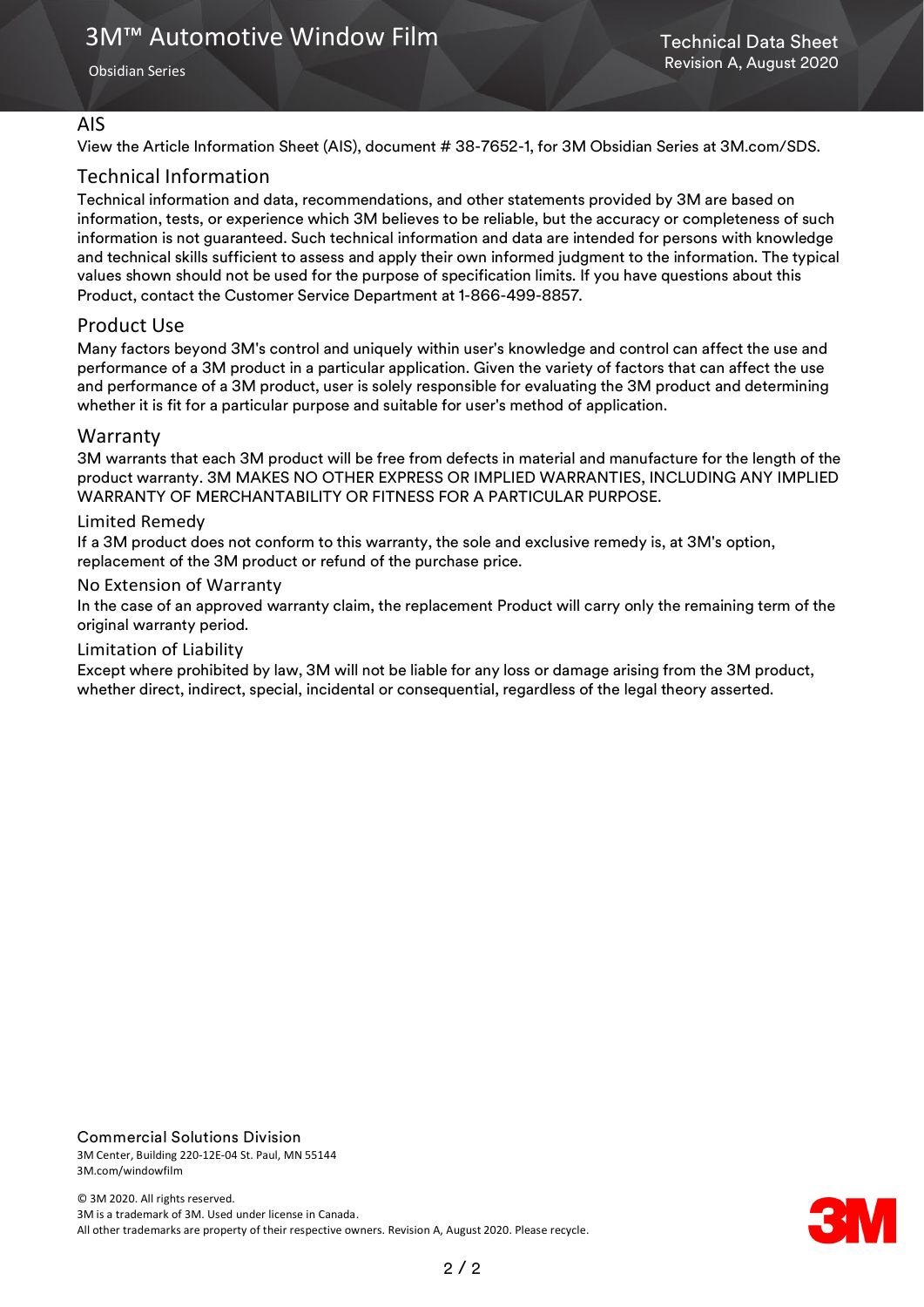## AIS

View the Article Information Sheet (AIS), document # 38-7652-1, for 3M Obsidian Series at 3M.com/SDS.

## Technical Information

Technical information and data, recommendations, and other statements provided by 3M are based on information, tests, or experience which 3M believes to be reliable, but the accuracy or completeness of such information is not guaranteed. Such technical information and data are intended for persons with knowledge and technical skills sufficient to assess and apply their own informed judgment to the information. The typical values shown should not be used for the purpose of specification limits. If you have questions about this Product, contact the Customer Service Department at 1-866-499-8857.

## Product Use

Many factors beyond 3M's control and uniquely within user's knowledge and control can affect the use and performance of a 3M product in a particular application. Given the variety of factors that can affect the use and performance of a 3M product, user is solely responsible for evaluating the 3M product and determining whether it is fit for a particular purpose and suitable for user's method of application.

## Warranty

3M warrants that each 3M product will be free from defects in material and manufacture for the length of the product warranty. 3M MAKES NO OTHER EXPRESS OR IMPLIED WARRANTIES, INCLUDING ANY IMPLIED WARRANTY OF MERCHANTABILITY OR FITNESS FOR A PARTICULAR PURPOSE.

### Limited Remedy

If a 3M product does not conform to this warranty, the sole and exclusive remedy is, at 3M's option, replacement of the 3M product or refund of the purchase price.

### No Extension of Warranty

In the case of an approved warranty claim, the replacement Product will carry only the remaining term of the original warranty period.

### Limitation of Liability

Except where prohibited by law, 3M will not be liable for any loss or damage arising from the 3M product, whether direct, indirect, special, incidental or consequential, regardless of the legal theory asserted.

Commercial Solutions Division
3M Center, Building 220-12E-04 St. Paul, MN 55144
3M.com/windowfilm

© 3M 2020. All rights reserved.
3M is a trademark of 3M. Used under license in Canada.
All other trademarks are property of their respective owners. Revision A, August 2020. Please recycle.